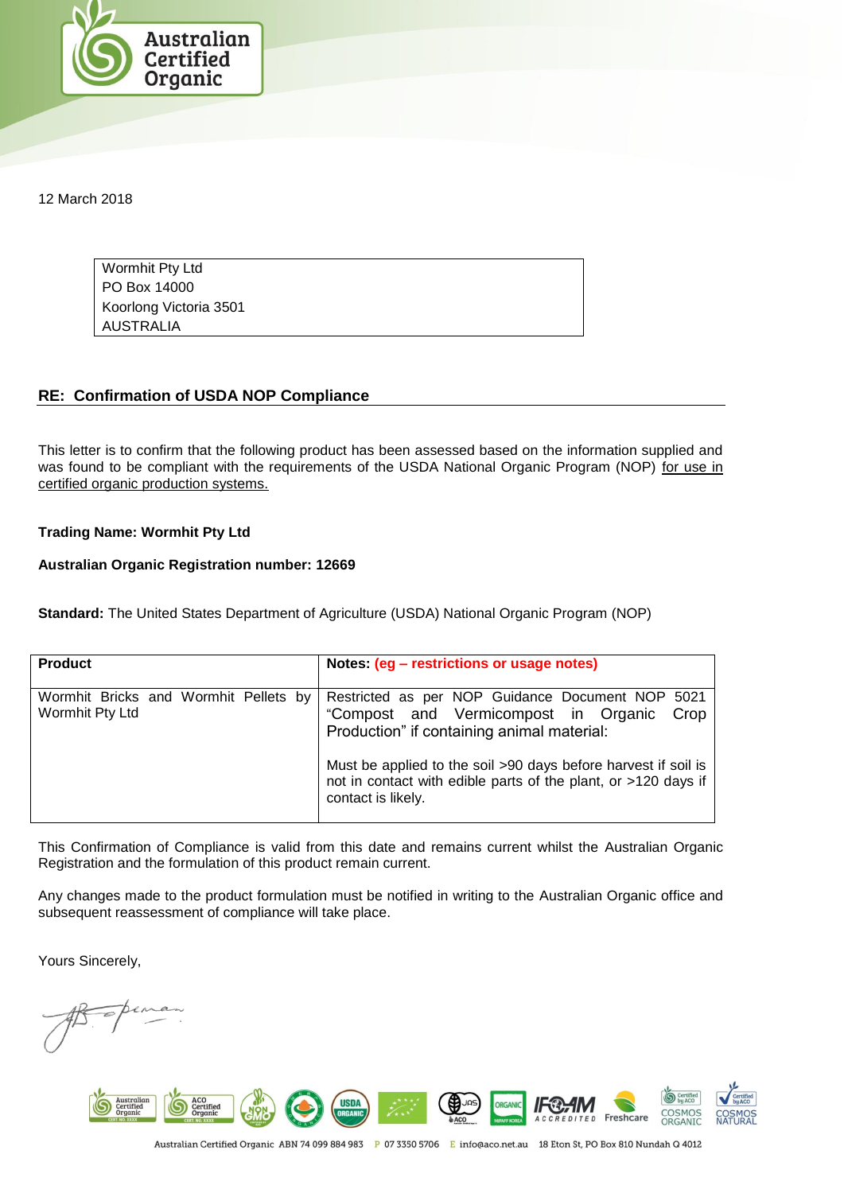12 March 2018

Wormhit Pty Ltd
PO Box 14000
Koorlong Victoria 3501
AUSTRALIA

## RE: Confirmation of USDA NOP Compliance

This letter is to confirm that the following product has been assessed based on the information supplied and was found to be compliant with the requirements of the USDA National Organic Program (NOP) for use in certified organic production systems.

**Trading Name: Wormhit Pty Ltd**

**Australian Organic Registration number: 12669**

**Standard:** The United States Department of Agriculture (USDA) National Organic Program (NOP)

| Product | Notes: (eg – restrictions or usage notes) |
| --- | --- |
| Wormhit Bricks and Wormhit Pellets by Wormhit Pty Ltd | Restricted as per NOP Guidance Document NOP 5021 "Compost and Vermicompost in Organic Crop Production" if containing animal material: Must be applied to the soil >90 days before harvest if soil is not in contact with edible parts of the plant, or >120 days if contact is likely. |

This Confirmation of Compliance is valid from this date and remains current whilst the Australian Organic Registration and the formulation of this product remain current.

Any changes made to the product formulation must be notified in writing to the Australian Organic office and subsequent reassessment of compliance will take place.

Yours Sincerely,

Australian Certified Organic ABN 74 099 884 983 P 07 3350 5706 E info@aco.net.au 18 Eton St, PO Box 810 Nundah Q 4012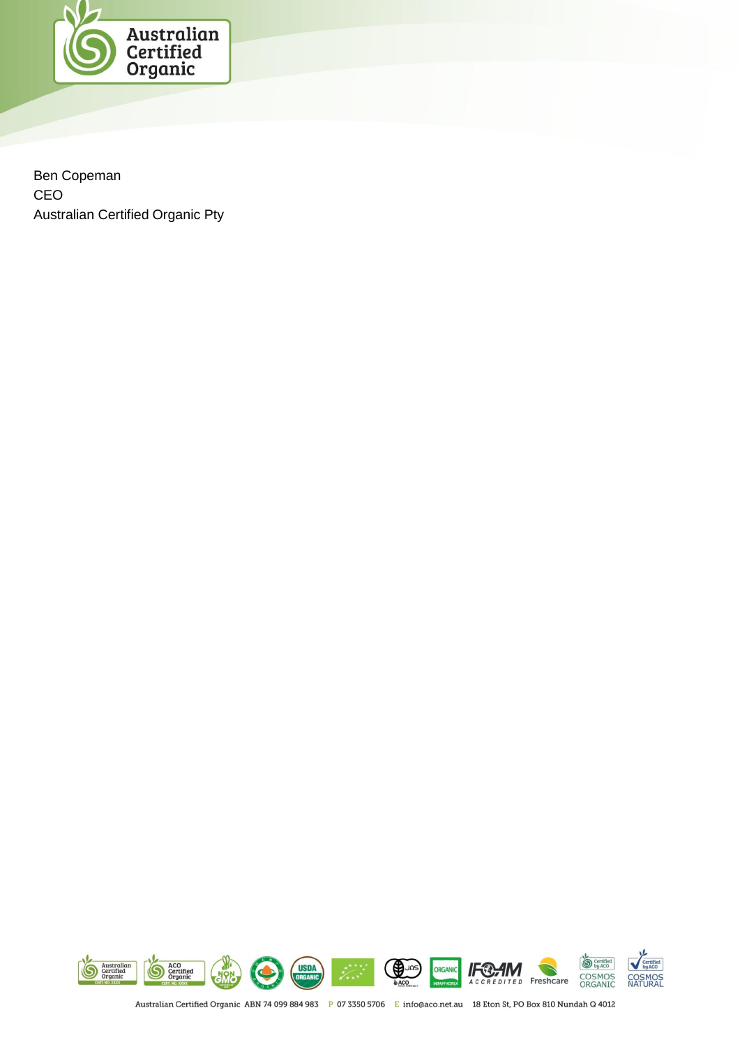Ben Copeman
CEO
Australian Certified Organic Pty